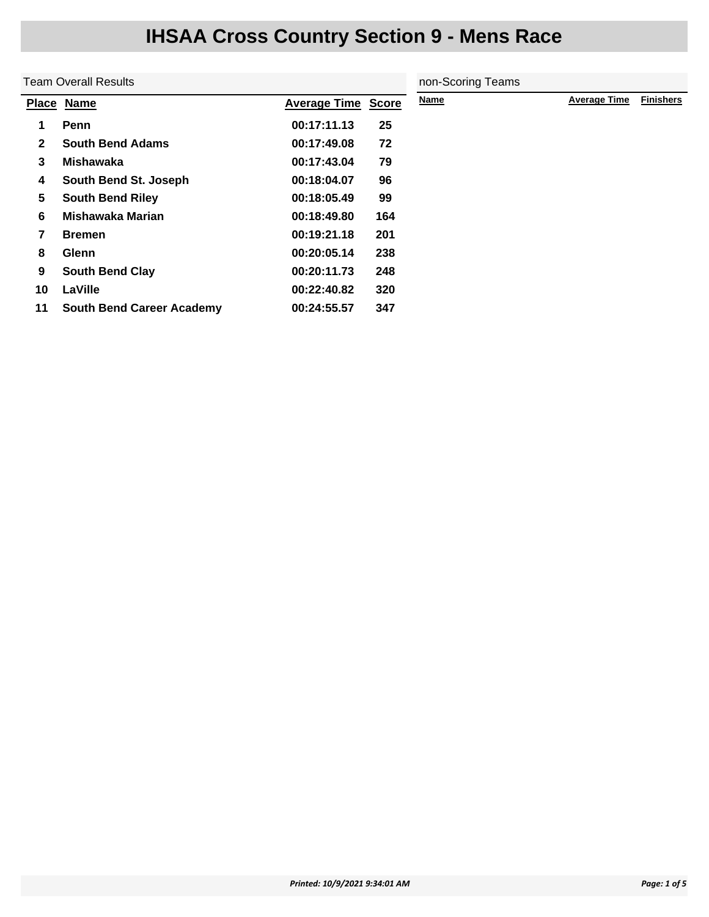# IHSAA Cross Country Section 9 - Mens Race

## Team Overall Results

| Place | Name | Average Time | Score |
|---|---|---|---|
| 1 | **Penn** | 00:17:11.13 | 25 |
| 2 | **South Bend Adams** | 00:17:49.08 | 72 |
| 3 | **Mishawaka** | 00:17:43.04 | 79 |
| 4 | **South Bend St. Joseph** | 00:18:04.07 | 96 |
| 5 | **South Bend Riley** | 00:18:05.49 | 99 |
| 6 | **Mishawaka Marian** | 00:18:49.80 | 164 |
| 7 | **Bremen** | 00:19:21.18 | 201 |
| 8 | **Glenn** | 00:20:05.14 | 238 |
| 9 | **South Bend Clay** | 00:20:11.73 | 248 |
| 10 | **LaVille** | 00:22:40.82 | 320 |
| 11 | **South Bend Career Academy** | 00:24:55.57 | 347 |

## non-Scoring Teams

| Name | Average Time | Finishers |
|---|---|---|

*Printed: 10/9/2021 9:34:01 AM*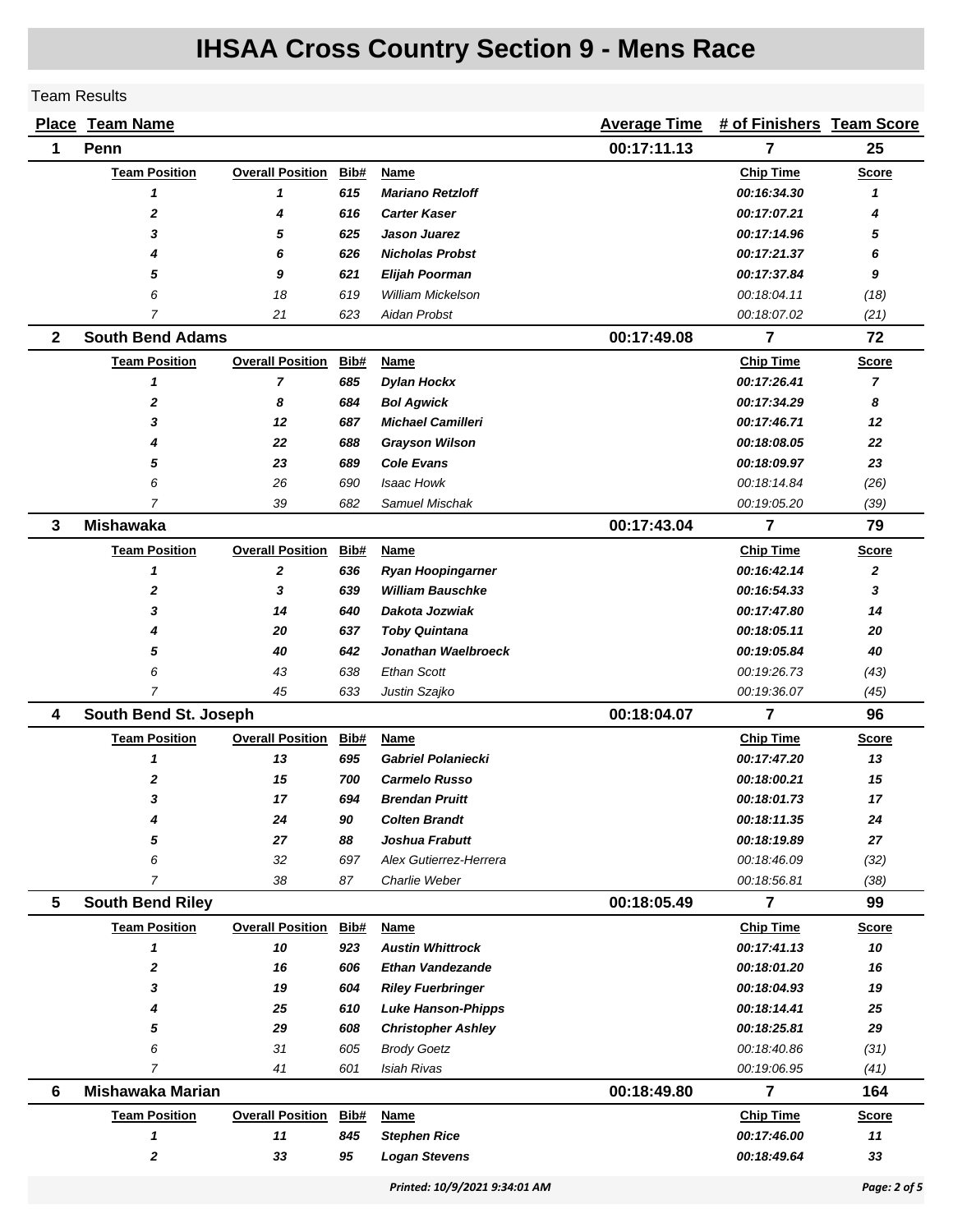# IHSAA Cross Country Section 9 - Mens Race

Team Results

| Place | Team Name | Average Time | # of Finishers | Team Score |
|---|---|---|---|---|
| 1 | Penn | 00:17:11.13 | 7 | 25 |

| Team Position | Overall Position | Bib# | Name | Chip Time | Score |
|---|---|---|---|---|---|
| ***1*** | ***1*** | ***615*** | ***Mariano Retzloff*** | ***00:16:34.30*** | ***1*** |
| ***2*** | ***4*** | ***616*** | ***Carter Kaser*** | ***00:17:07.21*** | ***4*** |
| ***3*** | ***5*** | ***625*** | ***Jason Juarez*** | ***00:17:14.96*** | ***5*** |
| ***4*** | ***6*** | ***626*** | ***Nicholas Probst*** | ***00:17:21.37*** | ***6*** |
| ***5*** | ***9*** | ***621*** | ***Elijah Poorman*** | ***00:17:37.84*** | ***9*** |
| *6* | *18* | *619* | *William Mickelson* | *00:18:04.11* | *(18)* |
| *7* | *21* | *623* | *Aidan Probst* | *00:18:07.02* | *(21)* |

| Place | Team Name | Average Time | # of Finishers | Team Score |
|---|---|---|---|---|
| 2 | South Bend Adams | 00:17:49.08 | 7 | 72 |

| Team Position | Overall Position | Bib# | Name | Chip Time | Score |
|---|---|---|---|---|---|
| ***1*** | ***7*** | ***685*** | ***Dylan Hockx*** | ***00:17:26.41*** | ***7*** |
| ***2*** | ***8*** | ***684*** | ***Bol Agwick*** | ***00:17:34.29*** | ***8*** |
| ***3*** | ***12*** | ***687*** | ***Michael Camilleri*** | ***00:17:46.71*** | ***12*** |
| ***4*** | ***22*** | ***688*** | ***Grayson Wilson*** | ***00:18:08.05*** | ***22*** |
| ***5*** | ***23*** | ***689*** | ***Cole Evans*** | ***00:18:09.97*** | ***23*** |
| *6* | *26* | *690* | *Isaac Howk* | *00:18:14.84* | *(26)* |
| *7* | *39* | *682* | *Samuel Mischak* | *00:19:05.20* | *(39)* |

| Place | Team Name | Average Time | # of Finishers | Team Score |
|---|---|---|---|---|
| 3 | Mishawaka | 00:17:43.04 | 7 | 79 |

| Team Position | Overall Position | Bib# | Name | Chip Time | Score |
|---|---|---|---|---|---|
| ***1*** | ***2*** | ***636*** | ***Ryan Hoopingarner*** | ***00:16:42.14*** | ***2*** |
| ***2*** | ***3*** | ***639*** | ***William Bauschke*** | ***00:16:54.33*** | ***3*** |
| ***3*** | ***14*** | ***640*** | ***Dakota Jozwiak*** | ***00:17:47.80*** | ***14*** |
| ***4*** | ***20*** | ***637*** | ***Toby Quintana*** | ***00:18:05.11*** | ***20*** |
| ***5*** | ***40*** | ***642*** | ***Jonathan Waelbroeck*** | ***00:19:05.84*** | ***40*** |
| *6* | *43* | *638* | *Ethan Scott* | *00:19:26.73* | *(43)* |
| *7* | *45* | *633* | *Justin Szajko* | *00:19:36.07* | *(45)* |

| Place | Team Name | Average Time | # of Finishers | Team Score |
|---|---|---|---|---|
| 4 | South Bend St. Joseph | 00:18:04.07 | 7 | 96 |

| Team Position | Overall Position | Bib# | Name | Chip Time | Score |
|---|---|---|---|---|---|
| ***1*** | ***13*** | ***695*** | ***Gabriel Polaniecki*** | ***00:17:47.20*** | ***13*** |
| ***2*** | ***15*** | ***700*** | ***Carmelo Russo*** | ***00:18:00.21*** | ***15*** |
| ***3*** | ***17*** | ***694*** | ***Brendan Pruitt*** | ***00:18:01.73*** | ***17*** |
| ***4*** | ***24*** | ***90*** | ***Colten Brandt*** | ***00:18:11.35*** | ***24*** |
| ***5*** | ***27*** | ***88*** | ***Joshua Frabutt*** | ***00:18:19.89*** | ***27*** |
| *6* | *32* | *697* | *Alex Gutierrez-Herrera* | *00:18:46.09* | *(32)* |
| *7* | *38* | *87* | *Charlie Weber* | *00:18:56.81* | *(38)* |

| Place | Team Name | Average Time | # of Finishers | Team Score |
|---|---|---|---|---|
| 5 | South Bend Riley | 00:18:05.49 | 7 | 99 |

| Team Position | Overall Position | Bib# | Name | Chip Time | Score |
|---|---|---|---|---|---|
| ***1*** | ***10*** | ***923*** | ***Austin Whittrock*** | ***00:17:41.13*** | ***10*** |
| ***2*** | ***16*** | ***606*** | ***Ethan Vandezande*** | ***00:18:01.20*** | ***16*** |
| ***3*** | ***19*** | ***604*** | ***Riley Fuerbringer*** | ***00:18:04.93*** | ***19*** |
| ***4*** | ***25*** | ***610*** | ***Luke Hanson-Phipps*** | ***00:18:14.41*** | ***25*** |
| ***5*** | ***29*** | ***608*** | ***Christopher Ashley*** | ***00:18:25.81*** | ***29*** |
| *6* | *31* | *605* | *Brody Goetz* | *00:18:40.86* | *(31)* |
| *7* | *41* | *601* | *Isiah Rivas* | *00:19:06.95* | *(41)* |

| Place | Team Name | Average Time | # of Finishers | Team Score |
|---|---|---|---|---|
| 6 | Mishawaka Marian | 00:18:49.80 | 7 | 164 |

| Team Position | Overall Position | Bib# | Name | Chip Time | Score |
|---|---|---|---|---|---|
| ***1*** | ***11*** | ***845*** | ***Stephen Rice*** | ***00:17:46.00*** | ***11*** |
| ***2*** | ***33*** | ***95*** | ***Logan Stevens*** | ***00:18:49.64*** | ***33*** |

*Printed: 10/9/2021 9:34:01 AM*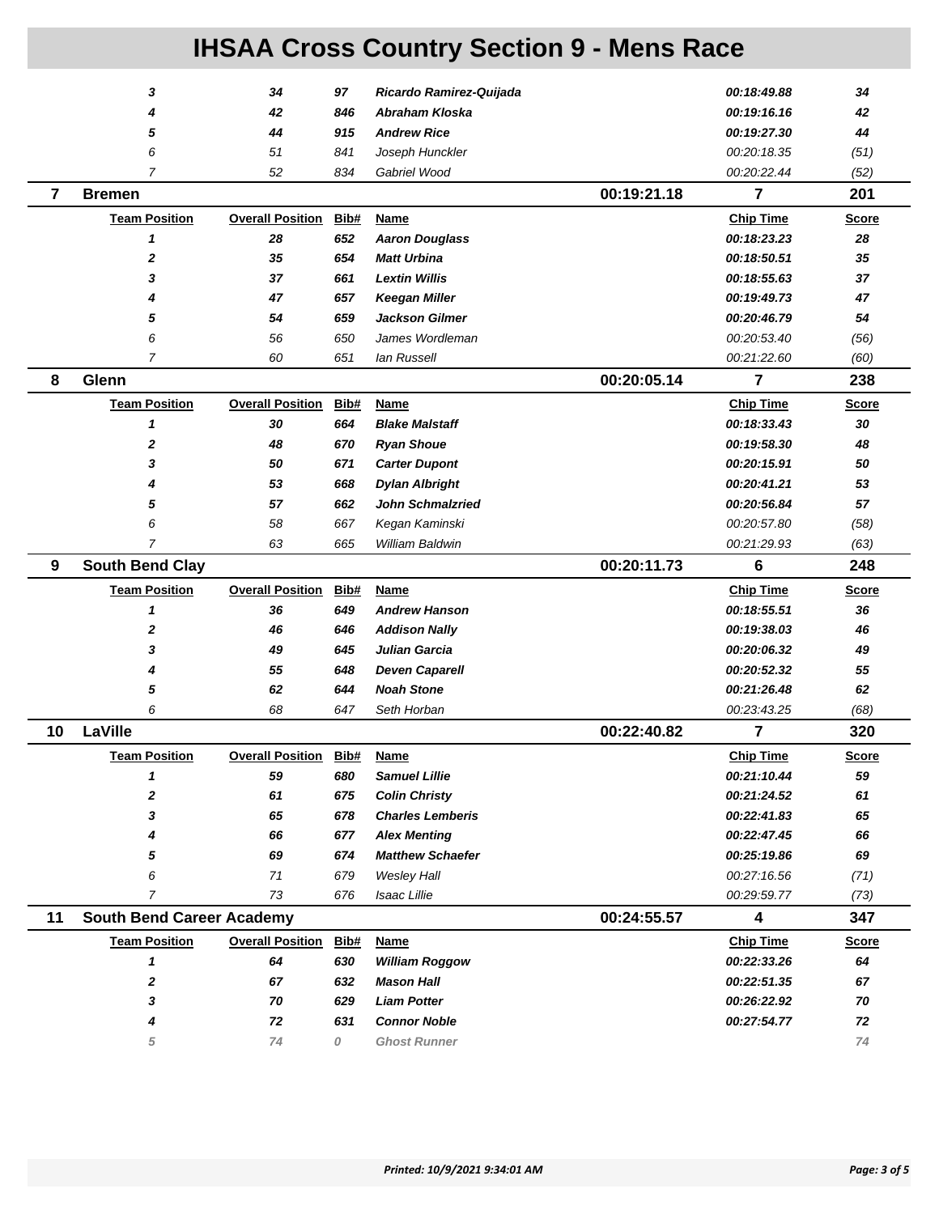# IHSAA Cross Country Section 9 - Mens Race

| Team Position | Overall Position | Bib# | Name | Chip Time | Score |
|---|---|---|---|---|---|
| 3 | 34 | 97 | Ricardo Ramirez-Quijada | 00:18:49.88 | 34 |
| 4 | 42 | 846 | Abraham Kloska | 00:19:16.16 | 42 |
| 5 | 44 | 915 | Andrew Rice | 00:19:27.30 | 44 |
| 6 | 51 | 841 | Joseph Hunckler | 00:20:18.35 | (51) |
| 7 | 52 | 834 | Gabriel Wood | 00:20:22.44 | (52) |

## 7 Bremen — 00:19:21.18 — 7 — 201

| Team Position | Overall Position | Bib# | Name | Chip Time | Score |
|---|---|---|---|---|---|
| 1 | 28 | 652 | Aaron Douglass | 00:18:23.23 | 28 |
| 2 | 35 | 654 | Matt Urbina | 00:18:50.51 | 35 |
| 3 | 37 | 661 | Lextin Willis | 00:18:55.63 | 37 |
| 4 | 47 | 657 | Keegan Miller | 00:19:49.73 | 47 |
| 5 | 54 | 659 | Jackson Gilmer | 00:20:46.79 | 54 |
| 6 | 56 | 650 | James Wordleman | 00:20:53.40 | (56) |
| 7 | 60 | 651 | Ian Russell | 00:21:22.60 | (60) |

## 8 Glenn — 00:20:05.14 — 7 — 238

| Team Position | Overall Position | Bib# | Name | Chip Time | Score |
|---|---|---|---|---|---|
| 1 | 30 | 664 | Blake Malstaff | 00:18:33.43 | 30 |
| 2 | 48 | 670 | Ryan Shoue | 00:19:58.30 | 48 |
| 3 | 50 | 671 | Carter Dupont | 00:20:15.91 | 50 |
| 4 | 53 | 668 | Dylan Albright | 00:20:41.21 | 53 |
| 5 | 57 | 662 | John Schmalzried | 00:20:56.84 | 57 |
| 6 | 58 | 667 | Kegan Kaminski | 00:20:57.80 | (58) |
| 7 | 63 | 665 | William Baldwin | 00:21:29.93 | (63) |

## 9 South Bend Clay — 00:20:11.73 — 6 — 248

| Team Position | Overall Position | Bib# | Name | Chip Time | Score |
|---|---|---|---|---|---|
| 1 | 36 | 649 | Andrew Hanson | 00:18:55.51 | 36 |
| 2 | 46 | 646 | Addison Nally | 00:19:38.03 | 46 |
| 3 | 49 | 645 | Julian Garcia | 00:20:06.32 | 49 |
| 4 | 55 | 648 | Deven Caparell | 00:20:52.32 | 55 |
| 5 | 62 | 644 | Noah Stone | 00:21:26.48 | 62 |
| 6 | 68 | 647 | Seth Horban | 00:23:43.25 | (68) |

## 10 LaVille — 00:22:40.82 — 7 — 320

| Team Position | Overall Position | Bib# | Name | Chip Time | Score |
|---|---|---|---|---|---|
| 1 | 59 | 680 | Samuel Lillie | 00:21:10.44 | 59 |
| 2 | 61 | 675 | Colin Christy | 00:21:24.52 | 61 |
| 3 | 65 | 678 | Charles Lemberis | 00:22:41.83 | 65 |
| 4 | 66 | 677 | Alex Menting | 00:22:47.45 | 66 |
| 5 | 69 | 674 | Matthew Schaefer | 00:25:19.86 | 69 |
| 6 | 71 | 679 | Wesley Hall | 00:27:16.56 | (71) |
| 7 | 73 | 676 | Isaac Lillie | 00:29:59.77 | (73) |

## 11 South Bend Career Academy — 00:24:55.57 — 4 — 347

| Team Position | Overall Position | Bib# | Name | Chip Time | Score |
|---|---|---|---|---|---|
| 1 | 64 | 630 | William Roggow | 00:22:33.26 | 64 |
| 2 | 67 | 632 | Mason Hall | 00:22:51.35 | 67 |
| 3 | 70 | 629 | Liam Potter | 00:26:22.92 | 70 |
| 4 | 72 | 631 | Connor Noble | 00:27:54.77 | 72 |
| 5 | 74 | 0 | Ghost Runner | | 74 |

Printed: 10/9/2021 9:34:01 AM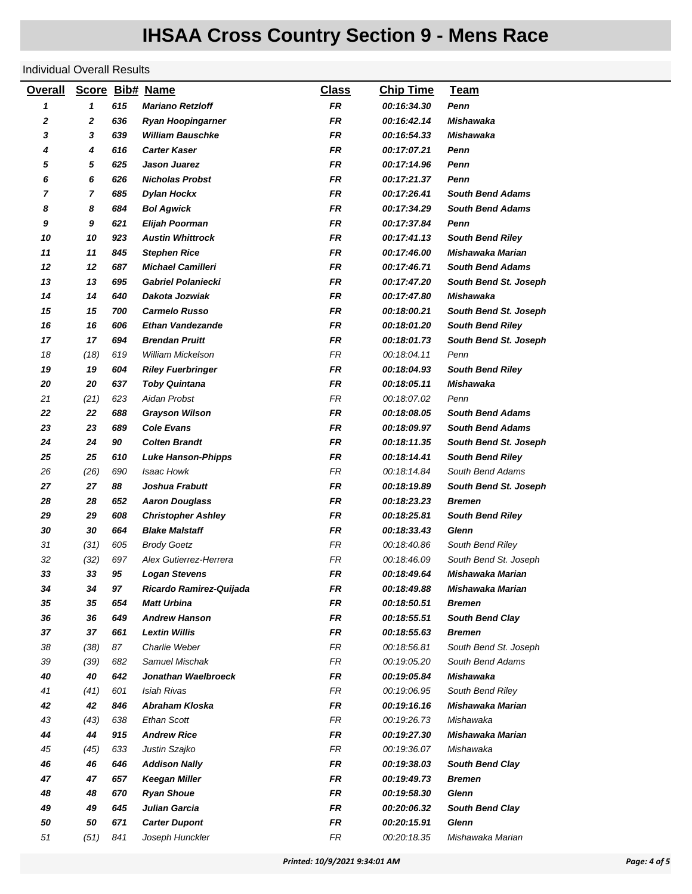# IHSAA Cross Country Section 9 - Mens Race

Individual Overall Results

| Overall | Score | Bib# | Name | Class | Chip Time | Team |
|---|---|---|---|---|---|---|
| 1 | 1 | 615 | Mariano Retzloff | FR | 00:16:34.30 | Penn |
| 2 | 2 | 636 | Ryan Hoopingarner | FR | 00:16:42.14 | Mishawaka |
| 3 | 3 | 639 | William Bauschke | FR | 00:16:54.33 | Mishawaka |
| 4 | 4 | 616 | Carter Kaser | FR | 00:17:07.21 | Penn |
| 5 | 5 | 625 | Jason Juarez | FR | 00:17:14.96 | Penn |
| 6 | 6 | 626 | Nicholas Probst | FR | 00:17:21.37 | Penn |
| 7 | 7 | 685 | Dylan Hockx | FR | 00:17:26.41 | South Bend Adams |
| 8 | 8 | 684 | Bol Agwick | FR | 00:17:34.29 | South Bend Adams |
| 9 | 9 | 621 | Elijah Poorman | FR | 00:17:37.84 | Penn |
| 10 | 10 | 923 | Austin Whittrock | FR | 00:17:41.13 | South Bend Riley |
| 11 | 11 | 845 | Stephen Rice | FR | 00:17:46.00 | Mishawaka Marian |
| 12 | 12 | 687 | Michael Camilleri | FR | 00:17:46.71 | South Bend Adams |
| 13 | 13 | 695 | Gabriel Polaniecki | FR | 00:17:47.20 | South Bend St. Joseph |
| 14 | 14 | 640 | Dakota Jozwiak | FR | 00:17:47.80 | Mishawaka |
| 15 | 15 | 700 | Carmelo Russo | FR | 00:18:00.21 | South Bend St. Joseph |
| 16 | 16 | 606 | Ethan Vandezande | FR | 00:18:01.20 | South Bend Riley |
| 17 | 17 | 694 | Brendan Pruitt | FR | 00:18:01.73 | South Bend St. Joseph |
| 18 | (18) | 619 | William Mickelson | FR | 00:18:04.11 | Penn |
| 19 | 19 | 604 | Riley Fuerbringer | FR | 00:18:04.93 | South Bend Riley |
| 20 | 20 | 637 | Toby Quintana | FR | 00:18:05.11 | Mishawaka |
| 21 | (21) | 623 | Aidan Probst | FR | 00:18:07.02 | Penn |
| 22 | 22 | 688 | Grayson Wilson | FR | 00:18:08.05 | South Bend Adams |
| 23 | 23 | 689 | Cole Evans | FR | 00:18:09.97 | South Bend Adams |
| 24 | 24 | 90 | Colten Brandt | FR | 00:18:11.35 | South Bend St. Joseph |
| 25 | 25 | 610 | Luke Hanson-Phipps | FR | 00:18:14.41 | South Bend Riley |
| 26 | (26) | 690 | Isaac Howk | FR | 00:18:14.84 | South Bend Adams |
| 27 | 27 | 88 | Joshua Frabutt | FR | 00:18:19.89 | South Bend St. Joseph |
| 28 | 28 | 652 | Aaron Douglass | FR | 00:18:23.23 | Bremen |
| 29 | 29 | 608 | Christopher Ashley | FR | 00:18:25.81 | South Bend Riley |
| 30 | 30 | 664 | Blake Malstaff | FR | 00:18:33.43 | Glenn |
| 31 | (31) | 605 | Brody Goetz | FR | 00:18:40.86 | South Bend Riley |
| 32 | (32) | 697 | Alex Gutierrez-Herrera | FR | 00:18:46.09 | South Bend St. Joseph |
| 33 | 33 | 95 | Logan Stevens | FR | 00:18:49.64 | Mishawaka Marian |
| 34 | 34 | 97 | Ricardo Ramirez-Quijada | FR | 00:18:49.88 | Mishawaka Marian |
| 35 | 35 | 654 | Matt Urbina | FR | 00:18:50.51 | Bremen |
| 36 | 36 | 649 | Andrew Hanson | FR | 00:18:55.51 | South Bend Clay |
| 37 | 37 | 661 | Lextin Willis | FR | 00:18:55.63 | Bremen |
| 38 | (38) | 87 | Charlie Weber | FR | 00:18:56.81 | South Bend St. Joseph |
| 39 | (39) | 682 | Samuel Mischak | FR | 00:19:05.20 | South Bend Adams |
| 40 | 40 | 642 | Jonathan Waelbroeck | FR | 00:19:05.84 | Mishawaka |
| 41 | (41) | 601 | Isiah Rivas | FR | 00:19:06.95 | South Bend Riley |
| 42 | 42 | 846 | Abraham Kloska | FR | 00:19:16.16 | Mishawaka Marian |
| 43 | (43) | 638 | Ethan Scott | FR | 00:19:26.73 | Mishawaka |
| 44 | 44 | 915 | Andrew Rice | FR | 00:19:27.30 | Mishawaka Marian |
| 45 | (45) | 633 | Justin Szajko | FR | 00:19:36.07 | Mishawaka |
| 46 | 46 | 646 | Addison Nally | FR | 00:19:38.03 | South Bend Clay |
| 47 | 47 | 657 | Keegan Miller | FR | 00:19:49.73 | Bremen |
| 48 | 48 | 670 | Ryan Shoue | FR | 00:19:58.30 | Glenn |
| 49 | 49 | 645 | Julian Garcia | FR | 00:20:06.32 | South Bend Clay |
| 50 | 50 | 671 | Carter Dupont | FR | 00:20:15.91 | Glenn |
| 51 | (51) | 841 | Joseph Hunckler | FR | 00:20:18.35 | Mishawaka Marian |

Printed: 10/9/2021 9:34:01 AM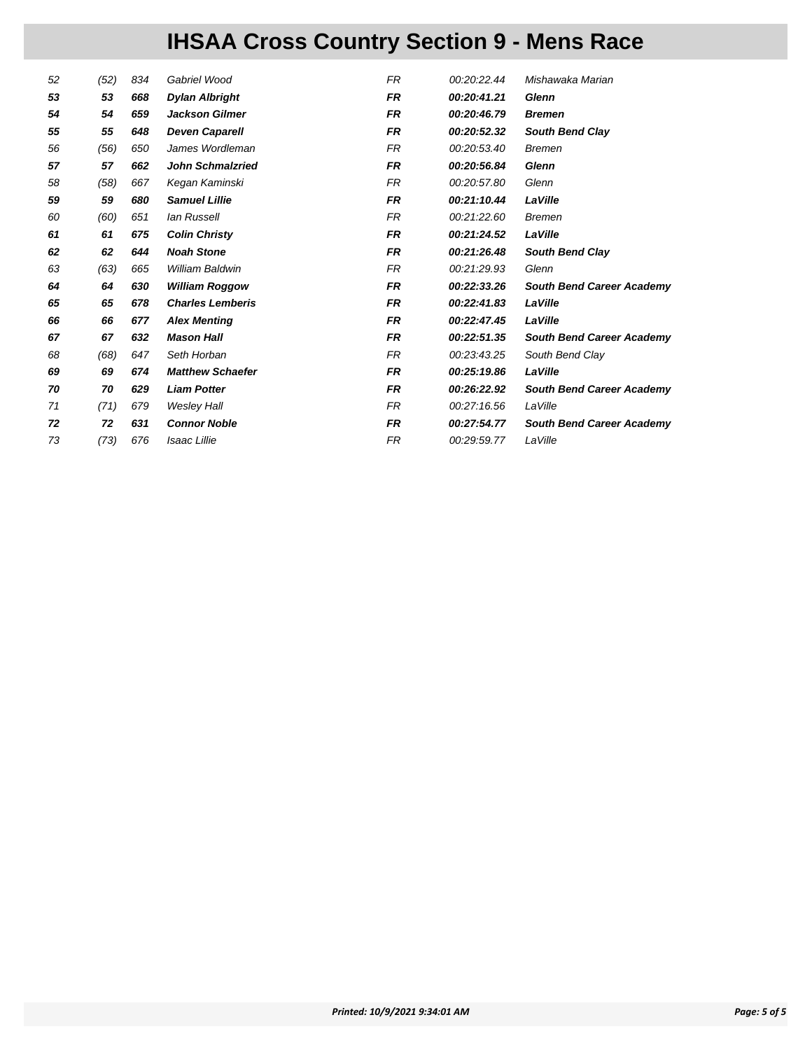# IHSAA Cross Country Section 9 - Mens Race

| | | | | | | |
|---|---|---|---|---|---|---|
| 52 | (52) | 834 | Gabriel Wood | FR | 00:20:22.44 | Mishawaka Marian |
| **53** | **53** | **668** | **Dylan Albright** | **FR** | **00:20:41.21** | **Glenn** |
| **54** | **54** | **659** | **Jackson Gilmer** | **FR** | **00:20:46.79** | **Bremen** |
| **55** | **55** | **648** | **Deven Caparell** | **FR** | **00:20:52.32** | **South Bend Clay** |
| 56 | (56) | 650 | James Wordleman | FR | 00:20:53.40 | Bremen |
| **57** | **57** | **662** | **John Schmalzried** | **FR** | **00:20:56.84** | **Glenn** |
| 58 | (58) | 667 | Kegan Kaminski | FR | 00:20:57.80 | Glenn |
| **59** | **59** | **680** | **Samuel Lillie** | **FR** | **00:21:10.44** | **LaVille** |
| 60 | (60) | 651 | Ian Russell | FR | 00:21:22.60 | Bremen |
| **61** | **61** | **675** | **Colin Christy** | **FR** | **00:21:24.52** | **LaVille** |
| **62** | **62** | **644** | **Noah Stone** | **FR** | **00:21:26.48** | **South Bend Clay** |
| 63 | (63) | 665 | William Baldwin | FR | 00:21:29.93 | Glenn |
| **64** | **64** | **630** | **William Roggow** | **FR** | **00:22:33.26** | **South Bend Career Academy** |
| **65** | **65** | **678** | **Charles Lemberis** | **FR** | **00:22:41.83** | **LaVille** |
| **66** | **66** | **677** | **Alex Menting** | **FR** | **00:22:47.45** | **LaVille** |
| **67** | **67** | **632** | **Mason Hall** | **FR** | **00:22:51.35** | **South Bend Career Academy** |
| 68 | (68) | 647 | Seth Horban | FR | 00:23:43.25 | South Bend Clay |
| **69** | **69** | **674** | **Matthew Schaefer** | **FR** | **00:25:19.86** | **LaVille** |
| **70** | **70** | **629** | **Liam Potter** | **FR** | **00:26:22.92** | **South Bend Career Academy** |
| 71 | (71) | 679 | Wesley Hall | FR | 00:27:16.56 | LaVille |
| **72** | **72** | **631** | **Connor Noble** | **FR** | **00:27:54.77** | **South Bend Career Academy** |
| 73 | (73) | 676 | Isaac Lillie | FR | 00:29:59.77 | LaVille |

*Printed: 10/9/2021 9:34:01 AM*